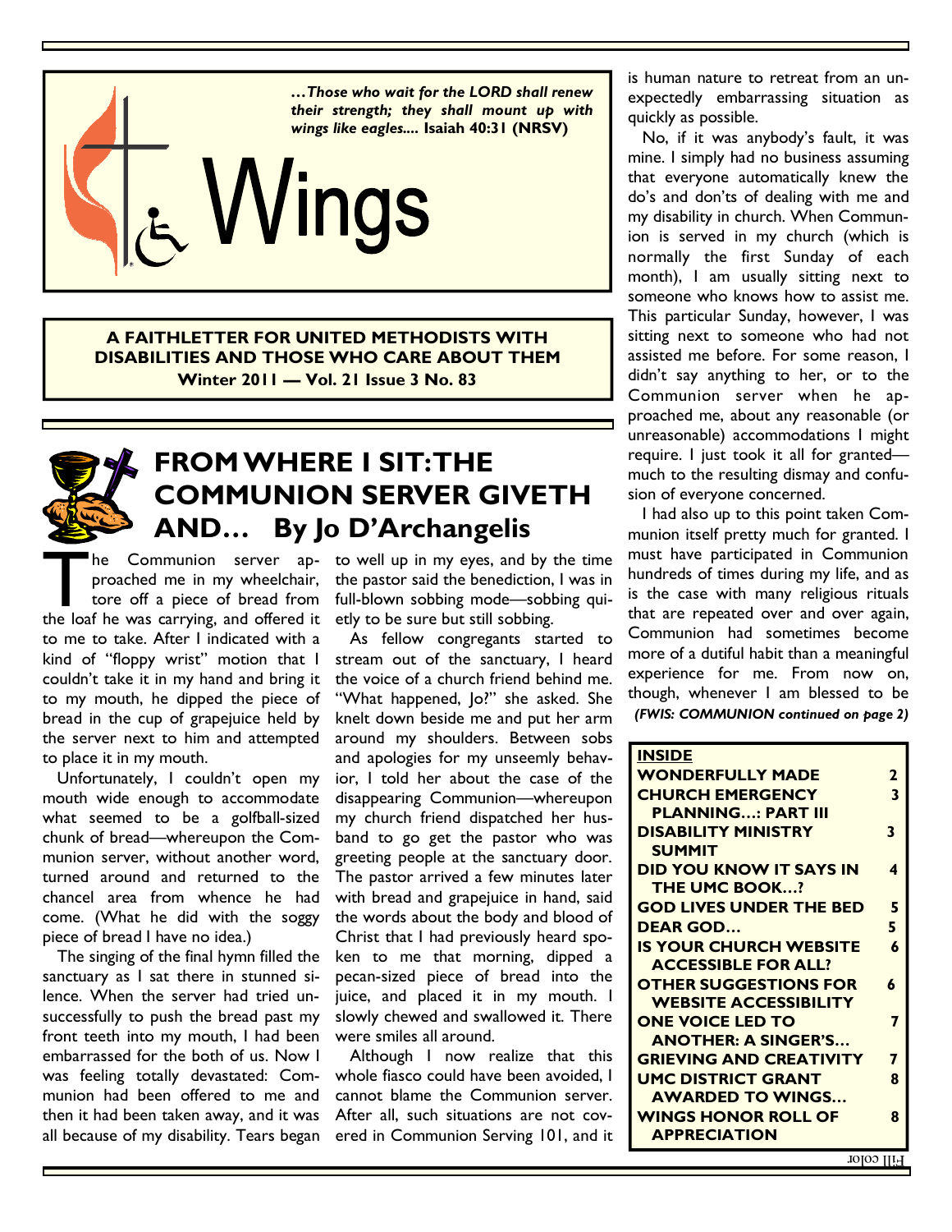*…Those who wait for the LORD shall renew their strength; they shall mount up with wings like eagles....* **Isaiah 40:31 (NRSV)**

# Wings

**A FAITHLETTER FOR UNITED METHODISTS WITH DISABILITIES AND THOSE WHO CARE ABOUT THEM**
**Winter 2011 — Vol. 21 Issue 3 No. 83**

## FROM WHERE I SIT: THE COMMUNION SERVER GIVETH AND… By Jo D'Archangelis

The Communion server approached me in my wheelchair, tore off a piece of bread from the loaf he was carrying, and offered it to me to take. After I indicated with a kind of "floppy wrist" motion that I couldn't take it in my hand and bring it to my mouth, he dipped the piece of bread in the cup of grapejuice held by the server next to him and attempted to place it in my mouth.

Unfortunately, I couldn't open my mouth wide enough to accommodate what seemed to be a golfball-sized chunk of bread—whereupon the Communion server, without another word, turned around and returned to the chancel area from whence he had come. (What he did with the soggy piece of bread I have no idea.)

The singing of the final hymn filled the sanctuary as I sat there in stunned silence. When the server had tried unsuccessfully to push the bread past my front teeth into my mouth, I had been embarrassed for the both of us. Now I was feeling totally devastated: Communion had been offered to me and then it had been taken away, and it was all because of my disability. Tears began to well up in my eyes, and by the time the pastor said the benediction, I was in full-blown sobbing mode—sobbing quietly to be sure but still sobbing.

As fellow congregants started to stream out of the sanctuary, I heard the voice of a church friend behind me. "What happened, Jo?" she asked. She knelt down beside me and put her arm around my shoulders. Between sobs and apologies for my unseemly behavior, I told her about the case of the disappearing Communion—whereupon my church friend dispatched her husband to go get the pastor who was greeting people at the sanctuary door. The pastor arrived a few minutes later with bread and grapejuice in hand, said the words about the body and blood of Christ that I had previously heard spoken to me that morning, dipped a pecan-sized piece of bread into the juice, and placed it in my mouth. I slowly chewed and swallowed it. There were smiles all around.

Although I now realize that this whole fiasco could have been avoided, I cannot blame the Communion server. After all, such situations are not covered in Communion Serving 101, and it is human nature to retreat from an unexpectedly embarrassing situation as quickly as possible.

No, if it was anybody's fault, it was mine. I simply had no business assuming that everyone automatically knew the do's and don'ts of dealing with me and my disability in church. When Communion is served in my church (which is normally the first Sunday of each month), I am usually sitting next to someone who knows how to assist me. This particular Sunday, however, I was sitting next to someone who had not assisted me before. For some reason, I didn't say anything to her, or to the Communion server when he approached me, about any reasonable (or unreasonable) accommodations I might require. I just took it all for granted—much to the resulting dismay and confusion of everyone concerned.

I had also up to this point taken Communion itself pretty much for granted. I must have participated in Communion hundreds of times during my life, and as is the case with many religious rituals that are repeated over and over again, Communion had sometimes become more of a dutiful habit than a meaningful experience for me. From now on, though, whenever I am blessed to be

***(FWIS: COMMUNION continued on page 2)***

| **INSIDE** | |
|---|---|
| **WONDERFULLY MADE** | **2** |
| **CHURCH EMERGENCY PLANNING…: PART III** | **3** |
| **DISABILITY MINISTRY SUMMIT** | **3** |
| **DID YOU KNOW IT SAYS IN THE UMC BOOK…?** | **4** |
| **GOD LIVES UNDER THE BED** | **5** |
| **DEAR GOD…** | **5** |
| **IS YOUR CHURCH WEBSITE ACCESSIBLE FOR ALL?** | **6** |
| **OTHER SUGGESTIONS FOR WEBSITE ACCESSIBILITY** | **6** |
| **ONE VOICE LED TO ANOTHER: A SINGER'S…** | **7** |
| **GRIEVING AND CREATIVITY** | **7** |
| **UMC DISTRICT GRANT AWARDED TO WINGS…** | **8** |
| **WINGS HONOR ROLL OF APPRECIATION** | **8** |

Full color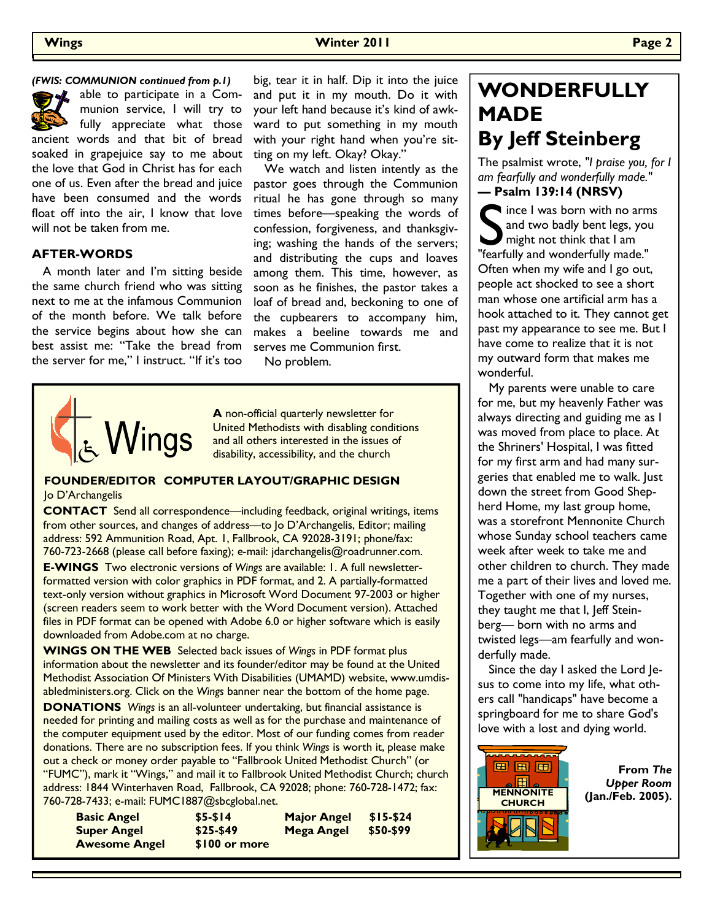*(FWIS: COMMUNION continued from p.1)*

able to participate in a Communion service, I will try to fully appreciate what those ancient words and that bit of bread soaked in grapejuice say to me about the love that God in Christ has for each one of us. Even after the bread and juice have been consumed and the words float off into the air, I know that love will not be taken from me.

### AFTER-WORDS

A month later and I'm sitting beside the same church friend who was sitting next to me at the infamous Communion of the month before. We talk before the service begins about how she can best assist me: "Take the bread from the server for me," I instruct. "If it's too big, tear it in half. Dip it into the juice and put it in my mouth. Do it with your left hand because it's kind of awkward to put something in my mouth with your right hand when you're sitting on my left. Okay? Okay."

We watch and listen intently as the pastor goes through the Communion ritual he has gone through so many times before—speaking the words of confession, forgiveness, and thanksgiving; washing the hands of the servers; and distributing the cups and loaves among them. This time, however, as soon as he finishes, the pastor takes a loaf of bread and, beckoning to one of the cupbearers to accompany him, makes a beeline towards me and serves me Communion first.

No problem.

---

# Wings

**A** non-official quarterly newsletter for United Methodists with disabling conditions and all others interested in the issues of disability, accessibility, and the church

**FOUNDER/EDITOR COMPUTER LAYOUT/GRAPHIC DESIGN**
Jo D'Archangelis

**CONTACT** Send all correspondence—including feedback, original writings, items from other sources, and changes of address—to Jo D'Archangelis, Editor; mailing address: 592 Ammunition Road, Apt. 1, Fallbrook, CA 92028-3191; phone/fax: 760-723-2668 (please call before faxing); e-mail: jdarchangelis@roadrunner.com.

**E-WINGS** Two electronic versions of *Wings* are available: 1. A full newsletter-formatted version with color graphics in PDF format, and 2. A partially-formatted text-only version without graphics in Microsoft Word Document 97-2003 or higher (screen readers seem to work better with the Word Document version). Attached files in PDF format can be opened with Adobe 6.0 or higher software which is easily downloaded from Adobe.com at no charge.

**WINGS ON THE WEB** Selected back issues of *Wings* in PDF format plus information about the newsletter and its founder/editor may be found at the United Methodist Association Of Ministers With Disabilities (UMAMD) website, www.umdisabledministers.org. Click on the *Wings* banner near the bottom of the home page.

**DONATIONS** *Wings* is an all-volunteer undertaking, but financial assistance is needed for printing and mailing costs as well as for the purchase and maintenance of the computer equipment used by the editor. Most of our funding comes from reader donations. There are no subscription fees. If you think *Wings* is worth it, please make out a check or money order payable to "Fallbrook United Methodist Church" (or "FUMC"), mark it "Wings," and mail it to Fallbrook United Methodist Church; church address: 1844 Winterhaven Road, Fallbrook, CA 92028; phone: 760-728-1472; fax: 760-728-7433; e-mail: FUMC1887@sbcglobal.net.

| | | | |
|---|---|---|---|
| **Basic Angel** | **$5-$14** | **Major Angel** | **$15-$24** |
| **Super Angel** | **$25-$49** | **Mega Angel** | **$50-$99** |
| **Awesome Angel** | **$100 or more** | | |

---

# WONDERFULLY MADE By Jeff Steinberg

The psalmist wrote, "*I praise you, for I am fearfully and wonderfully made.*" **— Psalm 139:14 (NRSV)**

Since I was born with no arms and two badly bent legs, you might not think that I am "fearfully and wonderfully made." Often when my wife and I go out, people act shocked to see a short man whose one artificial arm has a hook attached to it. They cannot get past my appearance to see me. But I have come to realize that it is not my outward form that makes me wonderful.

My parents were unable to care for me, but my heavenly Father was always directing and guiding me as I was moved from place to place. At the Shriners' Hospital, I was fitted for my first arm and had many surgeries that enabled me to walk. Just down the street from Good Shepherd Home, my last group home, was a storefront Mennonite Church whose Sunday school teachers came week after week to take me and other children to church. They made me a part of their lives and loved me. Together with one of my nurses, they taught me that I, Jeff Steinberg— born with no arms and twisted legs—am fearfully and wonderfully made.

Since the day I asked the Lord Jesus to come into my life, what others call "handicaps" have become a springboard for me to share God's love with a lost and dying world.

**From *The Upper Room* (Jan./Feb. 2005).**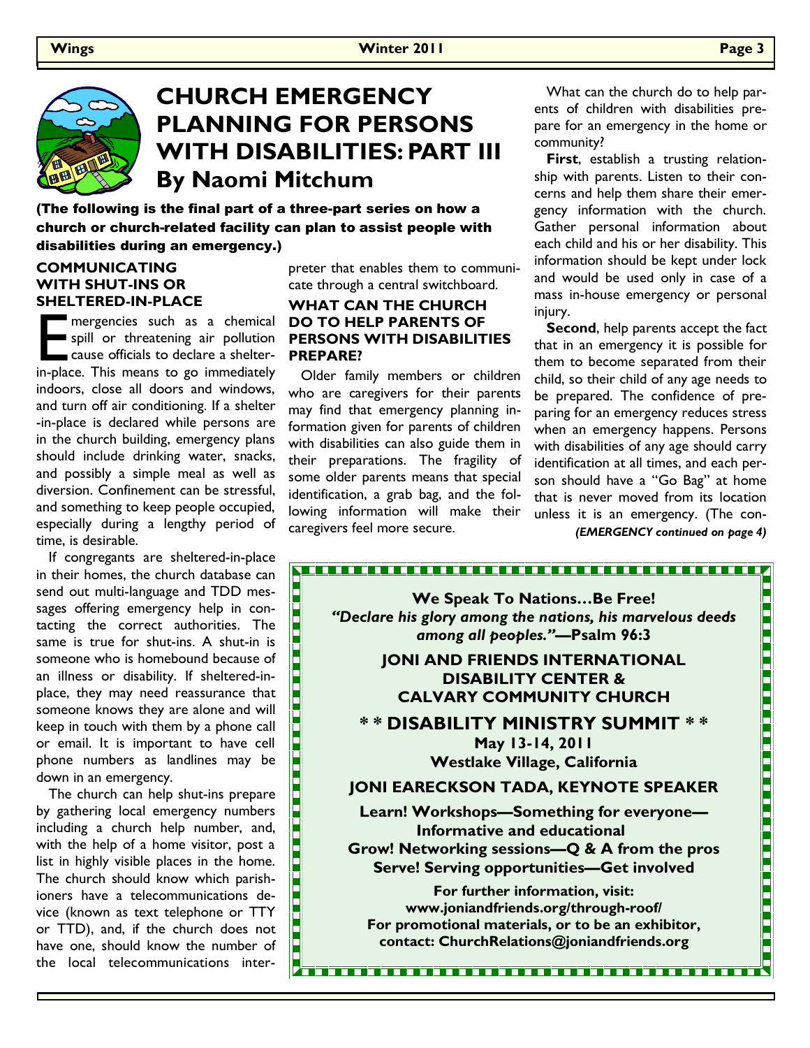# CHURCH EMERGENCY PLANNING FOR PERSONS WITH DISABILITIES: PART III

## By Naomi Mitchum

**(The following is the final part of a three-part series on how a church or church-related facility can plan to assist people with disabilities during an emergency.)**

### COMMUNICATING WITH SHUT-INS OR SHELTERED-IN-PLACE

Emergencies such as a chemical spill or threatening air pollution cause officials to declare a shelter-in-place. This means to go immediately indoors, close all doors and windows, and turn off air conditioning. If a shelter-in-place is declared while persons are in the church building, emergency plans should include drinking water, snacks, and possibly a simple meal as well as diversion. Confinement can be stressful, and something to keep people occupied, especially during a lengthy period of time, is desirable.

If congregants are sheltered-in-place in their homes, the church database can send out multi-language and TDD messages offering emergency help in contacting the correct authorities. The same is true for shut-ins. A shut-in is someone who is homebound because of an illness or disability. If sheltered-in-place, they may need reassurance that someone knows they are alone and will keep in touch with them by a phone call or email. It is important to have cell phone numbers as landlines may be down in an emergency.

The church can help shut-ins prepare by gathering local emergency numbers including a church help number, and, with the help of a home visitor, post a list in highly visible places in the home. The church should know which parishioners have a telecommunications device (known as text telephone or TTY or TTD), and, if the church does not have one, should know the number of the local telecommunications interpreter that enables them to communicate through a central switchboard.

### WHAT CAN THE CHURCH DO TO HELP PARENTS OF PERSONS WITH DISABILITIES PREPARE?

Older family members or children who are caregivers for their parents may find that emergency planning information given for parents of children with disabilities can also guide them in their preparations. The fragility of some older parents means that special identification, a grab bag, and the following information will make their caregivers feel more secure.

What can the church do to help parents of children with disabilities prepare for an emergency in the home or community?

**First**, establish a trusting relationship with parents. Listen to their concerns and help them share their emergency information with the church. Gather personal information about each child and his or her disability. This information should be kept under lock and would be used only in case of a mass in-house emergency or personal injury.

**Second**, help parents accept the fact that in an emergency it is possible for them to become separated from their child, so their child of any age needs to be prepared. The confidence of preparing for an emergency reduces stress when an emergency happens. Persons with disabilities of any age should carry identification at all times, and each person should have a "Go Bag" at home that is never moved from its location unless it is an emergency. (The con-

***(EMERGENCY continued on page 4)***

---

**We Speak To Nations…Be Free!**

***"Declare his glory among the nations, his marvelous deeds among all peoples."*—Psalm 96:3**

**JONI AND FRIENDS INTERNATIONAL DISABILITY CENTER & CALVARY COMMUNITY CHURCH**

**\* \* DISABILITY MINISTRY SUMMIT \* \***

**May 13-14, 2011**

**Westlake Village, California**

**JONI EARECKSON TADA, KEYNOTE SPEAKER**

**Learn! Workshops—Something for everyone—Informative and educational**

**Grow! Networking sessions—Q & A from the pros**

**Serve! Serving opportunities—Get involved**

**For further information, visit: www.joniandfriends.org/through-roof/**

**For promotional materials, or to be an exhibitor, contact: ChurchRelations@joniandfriends.org**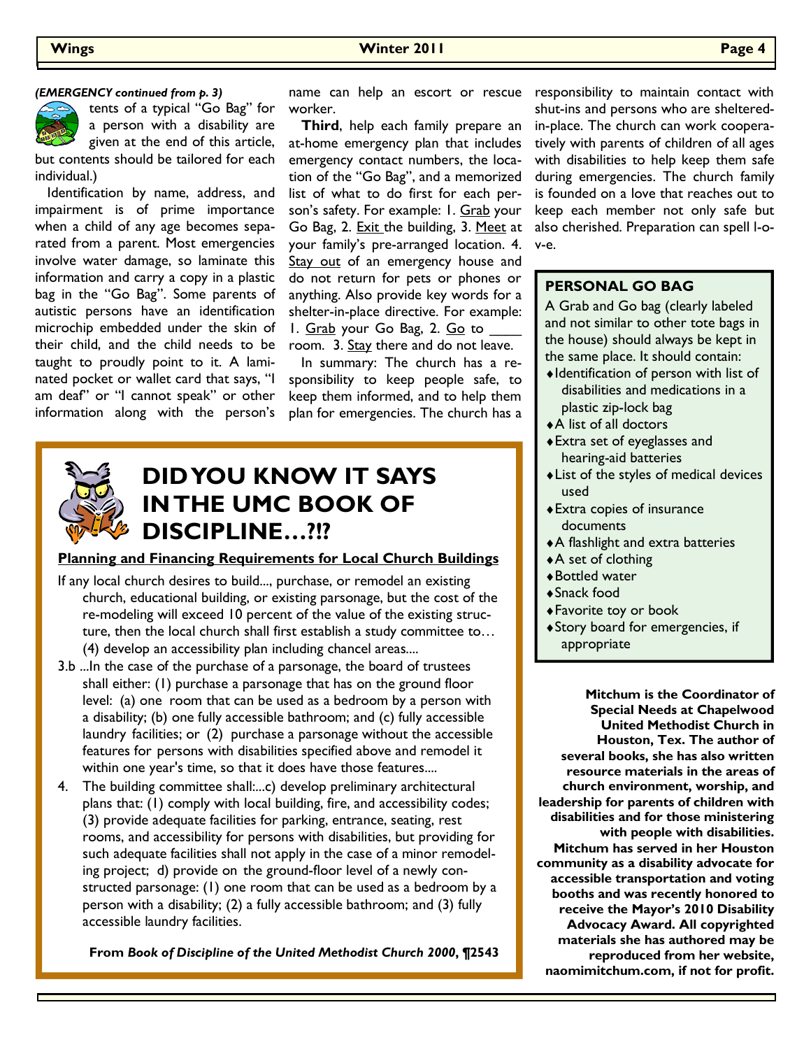*(EMERGENCY continued from p. 3)*

tents of a typical "Go Bag" for a person with a disability are given at the end of this article, but contents should be tailored for each individual.)

Identification by name, address, and impairment is of prime importance when a child of any age becomes separated from a parent. Most emergencies involve water damage, so laminate this information and carry a copy in a plastic bag in the "Go Bag". Some parents of autistic persons have an identification microchip embedded under the skin of their child, and the child needs to be taught to proudly point to it. A laminated pocket or wallet card that says, "I am deaf" or "I cannot speak" or other information along with the person's name can help an escort or rescue worker.

**Third**, help each family prepare an at-home emergency plan that includes emergency contact numbers, the location of the "Go Bag", and a memorized list of what to do first for each person's safety. For example: 1. Grab your Go Bag, 2. Exit the building, 3. Meet at your family's pre-arranged location. 4. Stay out of an emergency house and do not return for pets or phones or anything. Also provide key words for a shelter-in-place directive. For example: 1. Grab your Go Bag, 2. Go to ____ room. 3. Stay there and do not leave.

In summary: The church has a responsibility to keep people safe, to keep them informed, and to help them plan for emergencies. The church has a responsibility to maintain contact with shut-ins and persons who are sheltered-in-place. The church can work cooperatively with parents of children of all ages with disabilities to help keep them safe during emergencies. The church family is founded on a love that reaches out to keep each member not only safe but also cherished. Preparation can spell l-o-v-e.

## PERSONAL GO BAG

A Grab and Go bag (clearly labeled and not similar to other tote bags in the house) should always be kept in the same place. It should contain:

- Identification of person with list of disabilities and medications in a plastic zip-lock bag
- A list of all doctors
- Extra set of eyeglasses and hearing-aid batteries
- List of the styles of medical devices used
- Extra copies of insurance documents
- A flashlight and extra batteries
- A set of clothing
- Bottled water
- Snack food
- Favorite toy or book
- Story board for emergencies, if appropriate

**Mitchum is the Coordinator of Special Needs at Chapelwood United Methodist Church in Houston, Tex. The author of several books, she has also written resource materials in the areas of church environment, worship, and leadership for parents of children with disabilities and for those ministering with people with disabilities. Mitchum has served in her Houston community as a disability advocate for accessible transportation and voting booths and was recently honored to receive the Mayor's 2010 Disability Advocacy Award. All copyrighted materials she has authored may be reproduced from her website, naomimitchum.com, if not for profit.**

## DID YOU KNOW IT SAYS IN THE UMC BOOK OF DISCIPLINE…?!?

**Planning and Financing Requirements for Local Church Buildings**

If any local church desires to build..., purchase, or remodel an existing church, educational building, or existing parsonage, but the cost of the re-modeling will exceed 10 percent of the value of the existing structure, then the local church shall first establish a study committee to… (4) develop an accessibility plan including chancel areas....

3.b ...In the case of the purchase of a parsonage, the board of trustees shall either: (1) purchase a parsonage that has on the ground floor level: (a) one room that can be used as a bedroom by a person with a disability; (b) one fully accessible bathroom; and (c) fully accessible laundry facilities; or (2) purchase a parsonage without the accessible features for persons with disabilities specified above and remodel it within one year's time, so that it does have those features....

4. The building committee shall:...c) develop preliminary architectural plans that: (1) comply with local building, fire, and accessibility codes; (3) provide adequate facilities for parking, entrance, seating, rest rooms, and accessibility for persons with disabilities, but providing for such adequate facilities shall not apply in the case of a minor remodeling project; d) provide on the ground-floor level of a newly constructed parsonage: (1) one room that can be used as a bedroom by a person with a disability; (2) a fully accessible bathroom; and (3) fully accessible laundry facilities.

From *Book of Discipline of the United Methodist Church 2000*, ¶2543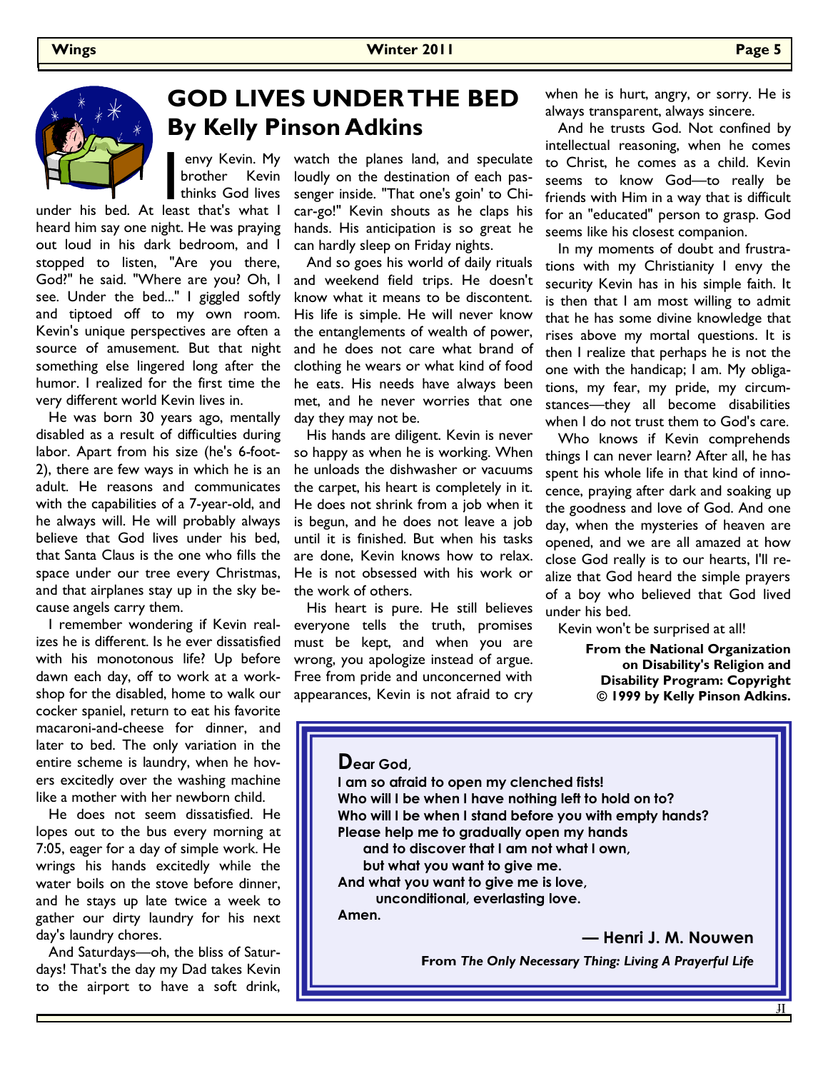# GOD LIVES UNDER THE BED
## By Kelly Pinson Adkins

I envy Kevin. My brother Kevin thinks God lives under his bed. At least that's what I heard him say one night. He was praying out loud in his dark bedroom, and I stopped to listen, "Are you there, God?" he said. "Where are you? Oh, I see. Under the bed..." I giggled softly and tiptoed off to my own room. Kevin's unique perspectives are often a source of amusement. But that night something else lingered long after the humor. I realized for the first time the very different world Kevin lives in.

He was born 30 years ago, mentally disabled as a result of difficulties during labor. Apart from his size (he's 6-foot-2), there are few ways in which he is an adult. He reasons and communicates with the capabilities of a 7-year-old, and he always will. He will probably always believe that God lives under his bed, that Santa Claus is the one who fills the space under our tree every Christmas, and that airplanes stay up in the sky because angels carry them.

I remember wondering if Kevin realizes he is different. Is he ever dissatisfied with his monotonous life? Up before dawn each day, off to work at a workshop for the disabled, home to walk our cocker spaniel, return to eat his favorite macaroni-and-cheese for dinner, and later to bed. The only variation in the entire scheme is laundry, when he hovers excitedly over the washing machine like a mother with her newborn child.

He does not seem dissatisfied. He lopes out to the bus every morning at 7:05, eager for a day of simple work. He wrings his hands excitedly while the water boils on the stove before dinner, and he stays up late twice a week to gather our dirty laundry for his next day's laundry chores.

And Saturdays—oh, the bliss of Saturdays! That's the day my Dad takes Kevin to the airport to have a soft drink, watch the planes land, and speculate loudly on the destination of each passenger inside. "That one's goin' to Chicar-go!" Kevin shouts as he claps his hands. His anticipation is so great he can hardly sleep on Friday nights.

And so goes his world of daily rituals and weekend field trips. He doesn't know what it means to be discontent. His life is simple. He will never know the entanglements of wealth of power, and he does not care what brand of clothing he wears or what kind of food he eats. His needs have always been met, and he never worries that one day they may not be.

His hands are diligent. Kevin is never so happy as when he is working. When he unloads the dishwasher or vacuums the carpet, his heart is completely in it. He does not shrink from a job when it is begun, and he does not leave a job until it is finished. But when his tasks are done, Kevin knows how to relax. He is not obsessed with his work or the work of others.

His heart is pure. He still believes everyone tells the truth, promises must be kept, and when you are wrong, you apologize instead of argue. Free from pride and unconcerned with appearances, Kevin is not afraid to cry when he is hurt, angry, or sorry. He is always transparent, always sincere.

And he trusts God. Not confined by intellectual reasoning, when he comes to Christ, he comes as a child. Kevin seems to know God—to really be friends with Him in a way that is difficult for an "educated" person to grasp. God seems like his closest companion.

In my moments of doubt and frustrations with my Christianity I envy the security Kevin has in his simple faith. It is then that I am most willing to admit that he has some divine knowledge that rises above my mortal questions. It is then I realize that perhaps he is not the one with the handicap; I am. My obligations, my fear, my pride, my circumstances—they all become disabilities when I do not trust them to God's care.

Who knows if Kevin comprehends things I can never learn? After all, he has spent his whole life in that kind of innocence, praying after dark and soaking up the goodness and love of God. And one day, when the mysteries of heaven are opened, and we are all amazed at how close God really is to our hearts, I'll realize that God heard the simple prayers of a boy who believed that God lived under his bed.

Kevin won't be surprised at all!

**From the National Organization on Disability's Religion and Disability Program: Copyright © 1999 by Kelly Pinson Adkins.**

---

**Dear God,**
**I am so afraid to open my clenched fists!**
**Who will I be when I have nothing left to hold on to?**
**Who will I be when I stand before you with empty hands?**
**Please help me to gradually open my hands**
**and to discover that I am not what I own,**
**but what you want to give me.**
**And what you want to give me is love,**
**unconditional, everlasting love.**
**Amen.**

**— Henri J. M. Nouwen**

**From *The Only Necessary Thing: Living A Prayerful Life***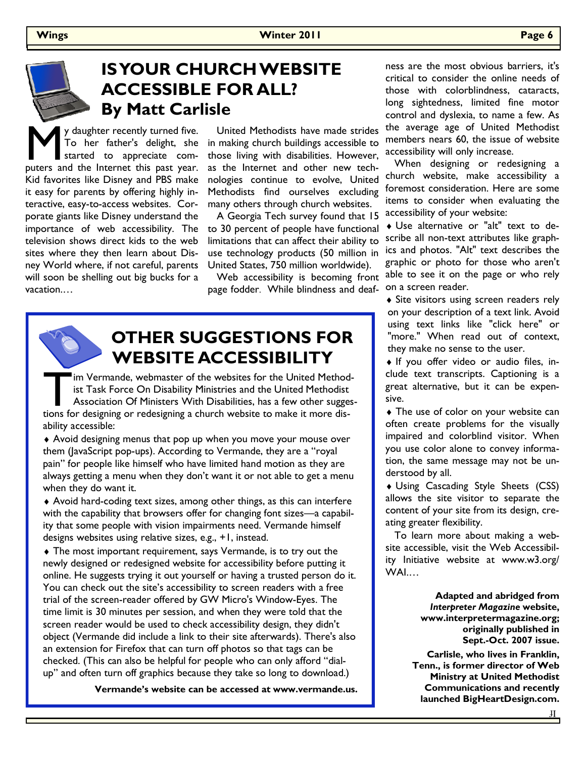## IS YOUR CHURCH WEBSITE ACCESSIBLE FOR ALL?

### By Matt Carlisle

My daughter recently turned five. To her father's delight, she started to appreciate computers and the Internet this past year. Kid favorites like Disney and PBS make it easy for parents by offering highly interactive, easy-to-access websites. Corporate giants like Disney understand the importance of web accessibility. The television shows direct kids to the web sites where they then learn about Disney World where, if not careful, parents will soon be shelling out big bucks for a vacation.…

United Methodists have made strides in making church buildings accessible to those living with disabilities. However, as the Internet and other new technologies continue to evolve, United Methodists find ourselves excluding many others through church websites.

A Georgia Tech survey found that 15 to 30 percent of people have functional limitations that can affect their ability to use technology products (50 million in United States, 750 million worldwide).

Web accessibility is becoming front page fodder. While blindness and deafness are the most obvious barriers, it's critical to consider the online needs of those with colorblindness, cataracts, long sightedness, limited fine motor control and dyslexia, to name a few. As the average age of United Methodist members nears 60, the issue of website accessibility will only increase.

When designing or redesigning a church website, make accessibility a foremost consideration. Here are some items to consider when evaluating the accessibility of your website:

- Use alternative or "alt" text to describe all non-text attributes like graphics and photos. "Alt" text describes the graphic or photo for those who aren't able to see it on the page or who rely on a screen reader.
- Site visitors using screen readers rely on your description of a text link. Avoid using text links like "click here" or "more." When read out of context, they make no sense to the user.
- If you offer video or audio files, include text transcripts. Captioning is a great alternative, but it can be expensive.
- The use of color on your website can often create problems for the visually impaired and colorblind visitor. When you use color alone to convey information, the same message may not be understood by all.
- Using Cascading Style Sheets (CSS) allows the site visitor to separate the content of your site from its design, creating greater flexibility.

To learn more about making a website accessible, visit the Web Accessibility Initiative website at www.w3.org/WAI.…

**Adapted and abridged from *Interpreter Magazine* website, www.interpretermagazine.org; originally published in Sept.-Oct. 2007 issue.**

**Carlisle, who lives in Franklin, Tenn., is former director of Web Ministry at United Methodist Communications and recently launched BigHeartDesign.com.**

## OTHER SUGGESTIONS FOR WEBSITE ACCESSIBILITY

Tim Vermande, webmaster of the websites for the United Methodist Task Force On Disability Ministries and the United Methodist Association Of Ministers With Disabilities, has a few other suggestions for designing or redesigning a church website to make it more disability accessible:

- Avoid designing menus that pop up when you move your mouse over them (JavaScript pop-ups). According to Vermande, they are a "royal pain" for people like himself who have limited hand motion as they are always getting a menu when they don't want it or not able to get a menu when they do want it.
- Avoid hard-coding text sizes, among other things, as this can interfere with the capability that browsers offer for changing font sizes—a capability that some people with vision impairments need. Vermande himself designs websites using relative sizes, e.g., +1, instead.
- The most important requirement, says Vermande, is to try out the newly designed or redesigned website for accessibility before putting it online. He suggests trying it out yourself or having a trusted person do it. You can check out the site's accessibility to screen readers with a free trial of the screen-reader offered by GW Micro's Window-Eyes. The time limit is 30 minutes per session, and when they were told that the screen reader would be used to check accessibility design, they didn't object (Vermande did include a link to their site afterwards). There's also an extension for Firefox that can turn off photos so that tags can be checked. (This can also be helpful for people who can only afford "dial-up" and often turn off graphics because they take so long to download.)

**Vermande's website can be accessed at www.vermande.us.**

JI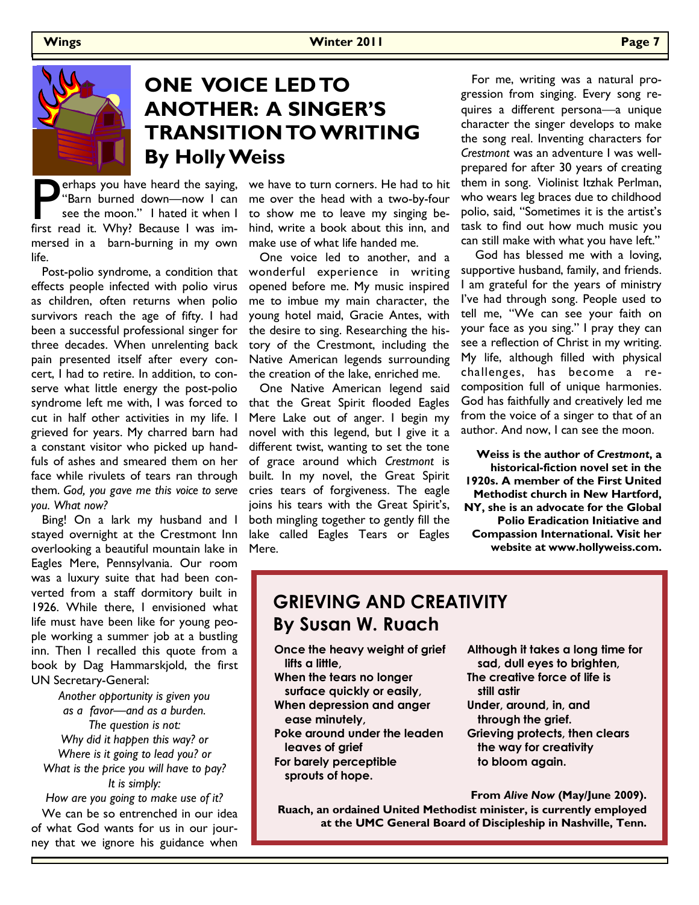# ONE VOICE LED TO ANOTHER: A SINGER'S TRANSITION TO WRITING

## By Holly Weiss

Perhaps you have heard the saying, "Barn burned down—now I can see the moon." I hated it when I first read it. Why? Because I was immersed in a barn-burning in my own life.

Post-polio syndrome, a condition that effects people infected with polio virus as children, often returns when polio survivors reach the age of fifty. I had been a successful professional singer for three decades. When unrelenting back pain presented itself after every concert, I had to retire. In addition, to conserve what little energy the post-polio syndrome left me with, I was forced to cut in half other activities in my life. I grieved for years. My charred barn had a constant visitor who picked up handfuls of ashes and smeared them on her face while rivulets of tears ran through them. *God, you gave me this voice to serve you. What now?*

Bing! On a lark my husband and I stayed overnight at the Crestmont Inn overlooking a beautiful mountain lake in Eagles Mere, Pennsylvania. Our room was a luxury suite that had been converted from a staff dormitory built in 1926. While there, I envisioned what life must have been like for young people working a summer job at a bustling inn. Then I recalled this quote from a book by Dag Hammarskjold, the first UN Secretary-General:

*Another opportunity is given you*
*as a favor—and as a burden.*
*The question is not:*
*Why did it happen this way? or*
*Where is it going to lead you? or*
*What is the price you will have to pay?*
*It is simply:*
*How are you going to make use of it?*

We can be so entrenched in our idea of what God wants for us in our journey that we ignore his guidance when we have to turn corners. He had to hit me over the head with a two-by-four to show me to leave my singing behind, write a book about this inn, and make use of what life handed me.

One voice led to another, and a wonderful experience in writing opened before me. My music inspired me to imbue my main character, the young hotel maid, Gracie Antes, with the desire to sing. Researching the history of the Crestmont, including the Native American legends surrounding the creation of the lake, enriched me.

One Native American legend said that the Great Spirit flooded Eagles Mere Lake out of anger. I begin my novel with this legend, but I give it a different twist, wanting to set the tone of grace around which *Crestmont* is built. In my novel, the Great Spirit cries tears of forgiveness. The eagle joins his tears with the Great Spirit's, both mingling together to gently fill the lake called Eagles Tears or Eagles Mere.

For me, writing was a natural progression from singing. Every song requires a different persona—a unique character the singer develops to make the song real. Inventing characters for *Crestmont* was an adventure I was well-prepared for after 30 years of creating them in song. Violinist Itzhak Perlman, who wears leg braces due to childhood polio, said, "Sometimes it is the artist's task to find out how much music you can still make with what you have left."

God has blessed me with a loving, supportive husband, family, and friends. I am grateful for the years of ministry I've had through song. People used to tell me, "We can see your faith on your face as you sing." I pray they can see a reflection of Christ in my writing. My life, although filled with physical challenges, has become a re-composition full of unique harmonies. God has faithfully and creatively led me from the voice of a singer to that of an author. And now, I can see the moon.

**Weiss is the author of *Crestmont*, a historical-fiction novel set in the 1920s. A member of the First United Methodist church in New Hartford, NY, she is an advocate for the Global Polio Eradication Initiative and Compassion International. Visit her website at www.hollyweiss.com.**

# GRIEVING AND CREATIVITY

## By Susan W. Ruach

**Once the heavy weight of grief lifts a little,**
**When the tears no longer surface quickly or easily,**
**When depression and anger ease minutely,**
**Poke around under the leaden leaves of grief**
**For barely perceptible sprouts of hope.**

**Although it takes a long time for sad, dull eyes to brighten,**
**The creative force of life is still astir**
**Under, around, in, and through the grief.**
**Grieving protects, then clears the way for creativity to bloom again.**

**From *Alive Now* (May/June 2009).**
**Ruach, an ordained United Methodist minister, is currently employed at the UMC General Board of Discipleship in Nashville, Tenn.**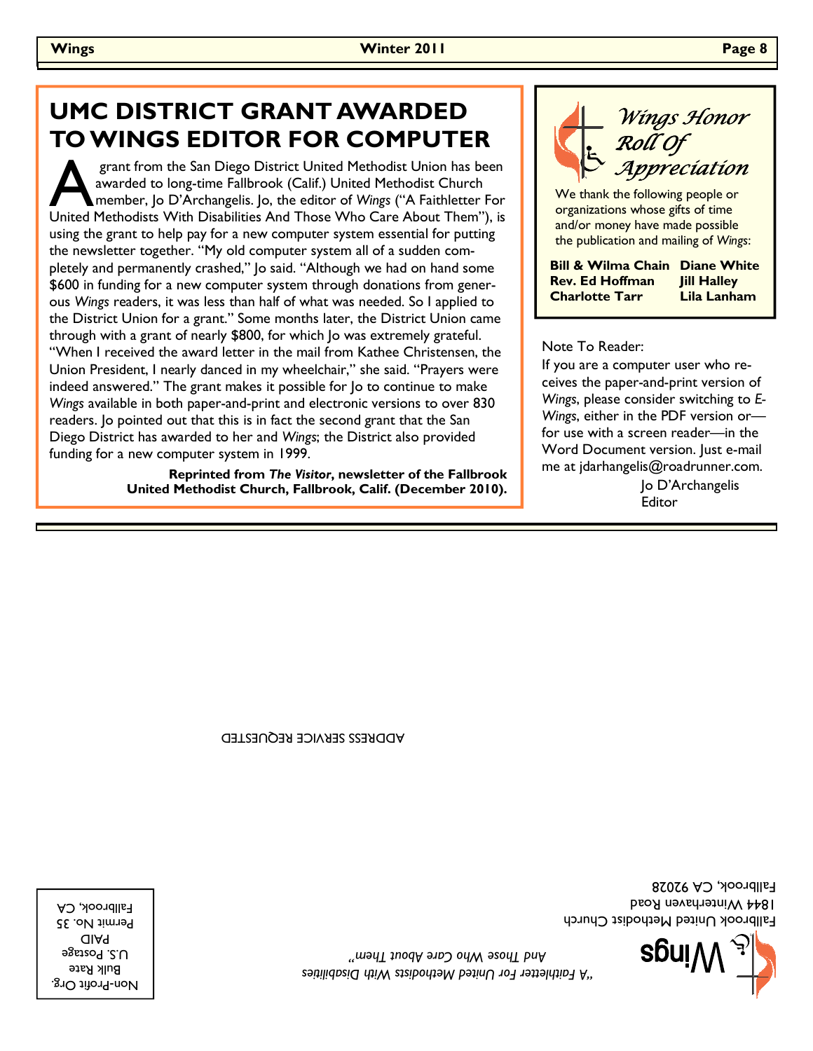# UMC DISTRICT GRANT AWARDED TO WINGS EDITOR FOR COMPUTER

A grant from the San Diego District United Methodist Union has been awarded to long-time Fallbrook (Calif.) United Methodist Church member, Jo D'Archangelis. Jo, the editor of *Wings* ("A Faithletter For United Methodists With Disabilities And Those Who Care About Them"), is using the grant to help pay for a new computer system essential for putting the newsletter together. "My old computer system all of a sudden completely and permanently crashed," Jo said. "Although we had on hand some $600 in funding for a new computer system through donations from generous *Wings* readers, it was less than half of what was needed. So I applied to the District Union for a grant." Some months later, the District Union came through with a grant of nearly $800, for which Jo was extremely grateful. "When I received the award letter in the mail from Kathee Christensen, the Union President, I nearly danced in my wheelchair," she said. "Prayers were indeed answered." The grant makes it possible for Jo to continue to make *Wings* available in both paper-and-print and electronic versions to over 830 readers. Jo pointed out that this is in fact the second grant that the San Diego District has awarded to her and *Wings*; the District also provided funding for a new computer system in 1999.

**Reprinted from *The Visitor*, newsletter of the Fallbrook United Methodist Church, Fallbrook, Calif. (December 2010).**

## *Wings Honor Roll Of Appreciation*

We thank the following people or organizations whose gifts of time and/or money have made possible the publication and mailing of *Wings*:

**Bill & Wilma Chain**
**Rev. Ed Hoffman**
**Charlotte Tarr**
**Diane White**
**Jill Halley**
**Lila Lanham**

Note To Reader:

If you are a computer user who receives the paper-and-print version of *Wings*, please consider switching to *E-Wings*, either in the PDF version or—for use with a screen reader—in the Word Document version. Just e-mail me at jdarhangelis@roadrunner.com.

Jo D'Archangelis
Editor

**Wings**

*"A Faithletter For United Methodists With Disabilities And Those Who Care About Them"*

Fallbrook United Methodist Church
1844 Winterhaven Road
Fallbrook, CA 92028

Non-Profit Org.
Bulk Rate
U.S. Postage
PAID
Permit No. 35
Fallbrook, CA

ADDRESS SERVICE REQUESTED